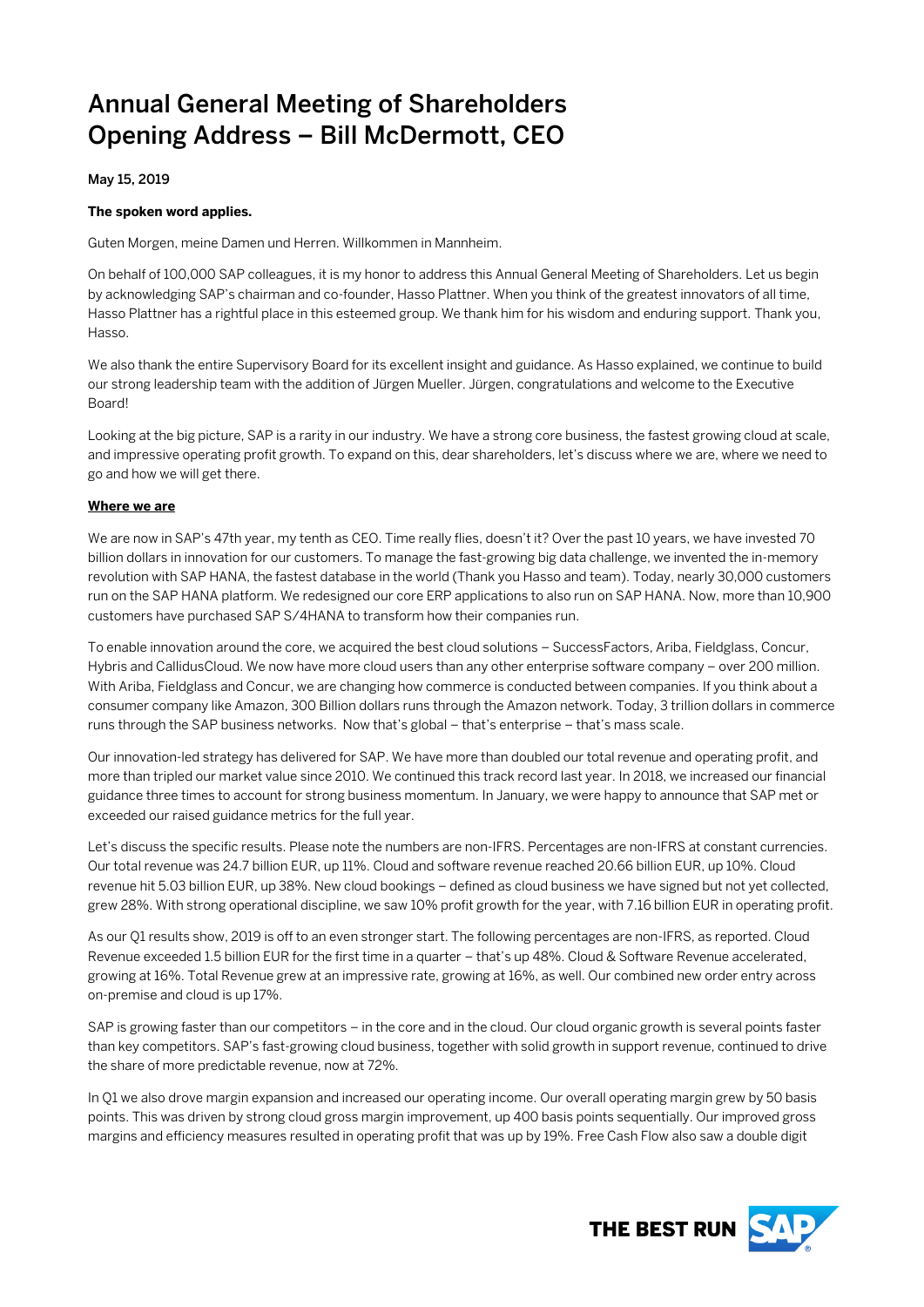# Annual General Meeting of Shareholders
# Opening Address – Bill McDermott, CEO

May 15, 2019

**The spoken word applies.**

Guten Morgen, meine Damen und Herren. Willkommen in Mannheim.

On behalf of 100,000 SAP colleagues, it is my honor to address this Annual General Meeting of Shareholders. Let us begin by acknowledging SAP's chairman and co-founder, Hasso Plattner. When you think of the greatest innovators of all time, Hasso Plattner has a rightful place in this esteemed group. We thank him for his wisdom and enduring support. Thank you, Hasso.

We also thank the entire Supervisory Board for its excellent insight and guidance. As Hasso explained, we continue to build our strong leadership team with the addition of Jürgen Mueller. Jürgen, congratulations and welcome to the Executive Board!

Looking at the big picture, SAP is a rarity in our industry. We have a strong core business, the fastest growing cloud at scale, and impressive operating profit growth. To expand on this, dear shareholders, let's discuss where we are, where we need to go and how we will get there.

## Where we are

We are now in SAP's 47th year, my tenth as CEO. Time really flies, doesn't it? Over the past 10 years, we have invested 70 billion dollars in innovation for our customers. To manage the fast-growing big data challenge, we invented the in-memory revolution with SAP HANA, the fastest database in the world (Thank you Hasso and team). Today, nearly 30,000 customers run on the SAP HANA platform. We redesigned our core ERP applications to also run on SAP HANA. Now, more than 10,900 customers have purchased SAP S/4HANA to transform how their companies run.

To enable innovation around the core, we acquired the best cloud solutions – SuccessFactors, Ariba, Fieldglass, Concur, Hybris and CallidusCloud. We now have more cloud users than any other enterprise software company – over 200 million. With Ariba, Fieldglass and Concur, we are changing how commerce is conducted between companies. If you think about a consumer company like Amazon, 300 Billion dollars runs through the Amazon network. Today, 3 trillion dollars in commerce runs through the SAP business networks. Now that's global – that's enterprise – that's mass scale.

Our innovation-led strategy has delivered for SAP. We have more than doubled our total revenue and operating profit, and more than tripled our market value since 2010. We continued this track record last year. In 2018, we increased our financial guidance three times to account for strong business momentum. In January, we were happy to announce that SAP met or exceeded our raised guidance metrics for the full year.

Let's discuss the specific results. Please note the numbers are non-IFRS. Percentages are non-IFRS at constant currencies. Our total revenue was 24.7 billion EUR, up 11%. Cloud and software revenue reached 20.66 billion EUR, up 10%. Cloud revenue hit 5.03 billion EUR, up 38%. New cloud bookings – defined as cloud business we have signed but not yet collected, grew 28%. With strong operational discipline, we saw 10% profit growth for the year, with 7.16 billion EUR in operating profit.

As our Q1 results show, 2019 is off to an even stronger start. The following percentages are non-IFRS, as reported. Cloud Revenue exceeded 1.5 billion EUR for the first time in a quarter – that's up 48%. Cloud & Software Revenue accelerated, growing at 16%. Total Revenue grew at an impressive rate, growing at 16%, as well. Our combined new order entry across on-premise and cloud is up 17%.

SAP is growing faster than our competitors – in the core and in the cloud. Our cloud organic growth is several points faster than key competitors. SAP's fast-growing cloud business, together with solid growth in support revenue, continued to drive the share of more predictable revenue, now at 72%.

In Q1 we also drove margin expansion and increased our operating income. Our overall operating margin grew by 50 basis points. This was driven by strong cloud gross margin improvement, up 400 basis points sequentially. Our improved gross margins and efficiency measures resulted in operating profit that was up by 19%. Free Cash Flow also saw a double digit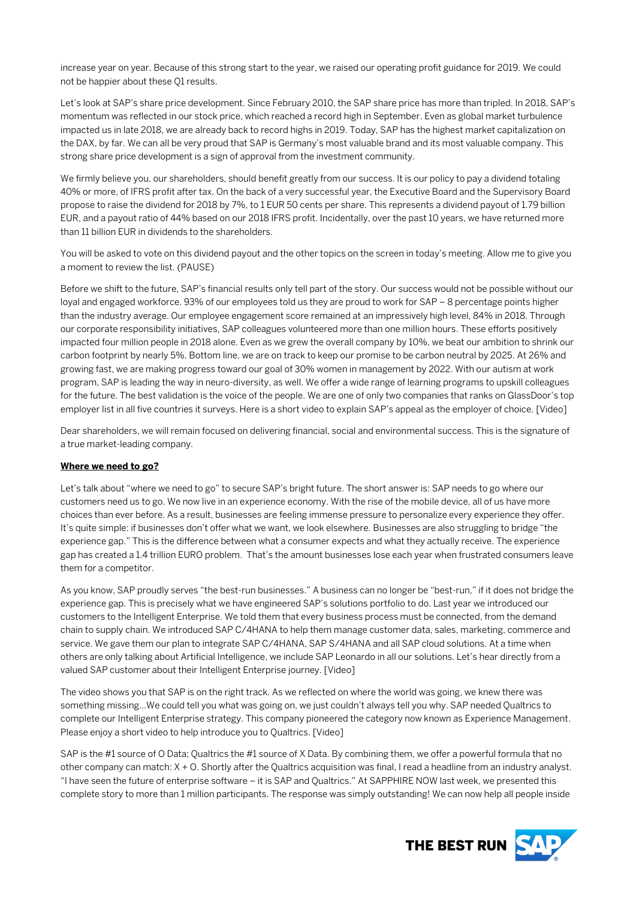increase year on year. Because of this strong start to the year, we raised our operating profit guidance for 2019. We could not be happier about these Q1 results.

Let's look at SAP's share price development. Since February 2010, the SAP share price has more than tripled. In 2018, SAP's momentum was reflected in our stock price, which reached a record high in September. Even as global market turbulence impacted us in late 2018, we are already back to record highs in 2019. Today, SAP has the highest market capitalization on the DAX, by far. We can all be very proud that SAP is Germany's most valuable brand and its most valuable company. This strong share price development is a sign of approval from the investment community.

We firmly believe you, our shareholders, should benefit greatly from our success. It is our policy to pay a dividend totaling 40% or more, of IFRS profit after tax. On the back of a very successful year, the Executive Board and the Supervisory Board propose to raise the dividend for 2018 by 7%, to 1 EUR 50 cents per share. This represents a dividend payout of 1.79 billion EUR, and a payout ratio of 44% based on our 2018 IFRS profit. Incidentally, over the past 10 years, we have returned more than 11 billion EUR in dividends to the shareholders.

You will be asked to vote on this dividend payout and the other topics on the screen in today's meeting. Allow me to give you a moment to review the list. (PAUSE)

Before we shift to the future, SAP's financial results only tell part of the story. Our success would not be possible without our loyal and engaged workforce. 93% of our employees told us they are proud to work for SAP – 8 percentage points higher than the industry average. Our employee engagement score remained at an impressively high level, 84% in 2018. Through our corporate responsibility initiatives, SAP colleagues volunteered more than one million hours. These efforts positively impacted four million people in 2018 alone. Even as we grew the overall company by 10%, we beat our ambition to shrink our carbon footprint by nearly 5%. Bottom line, we are on track to keep our promise to be carbon neutral by 2025. At 26% and growing fast, we are making progress toward our goal of 30% women in management by 2022. With our autism at work program, SAP is leading the way in neuro-diversity, as well. We offer a wide range of learning programs to upskill colleagues for the future. The best validation is the voice of the people. We are one of only two companies that ranks on GlassDoor's top employer list in all five countries it surveys. Here is a short video to explain SAP's appeal as the employer of choice. [Video]

Dear shareholders, we will remain focused on delivering financial, social and environmental success. This is the signature of a true market-leading company.

**Where we need to go?**

Let's talk about "where we need to go" to secure SAP's bright future. The short answer is: SAP needs to go where our customers need us to go. We now live in an experience economy. With the rise of the mobile device, all of us have more choices than ever before. As a result, businesses are feeling immense pressure to personalize every experience they offer. It's quite simple: if businesses don't offer what we want, we look elsewhere. Businesses are also struggling to bridge "the experience gap." This is the difference between what a consumer expects and what they actually receive. The experience gap has created a 1.4 trillion EURO problem. That's the amount businesses lose each year when frustrated consumers leave them for a competitor.

As you know, SAP proudly serves "the best-run businesses." A business can no longer be "best-run," if it does not bridge the experience gap. This is precisely what we have engineered SAP's solutions portfolio to do. Last year we introduced our customers to the Intelligent Enterprise. We told them that every business process must be connected, from the demand chain to supply chain. We introduced SAP C/4HANA to help them manage customer data, sales, marketing, commerce and service. We gave them our plan to integrate SAP C/4HANA, SAP S/4HANA and all SAP cloud solutions. At a time when others are only talking about Artificial Intelligence, we include SAP Leonardo in all our solutions. Let's hear directly from a valued SAP customer about their Intelligent Enterprise journey. [Video]

The video shows you that SAP is on the right track. As we reflected on where the world was going, we knew there was something missing…We could tell you what was going on, we just couldn't always tell you why. SAP needed Qualtrics to complete our Intelligent Enterprise strategy. This company pioneered the category now known as Experience Management. Please enjoy a short video to help introduce you to Qualtrics. [Video]

SAP is the #1 source of O Data; Qualtrics the #1 source of X Data. By combining them, we offer a powerful formula that no other company can match: X + O. Shortly after the Qualtrics acquisition was final, I read a headline from an industry analyst. "I have seen the future of enterprise software – it is SAP and Qualtrics." At SAPPHIRE NOW last week, we presented this complete story to more than 1 million participants. The response was simply outstanding! We can now help all people inside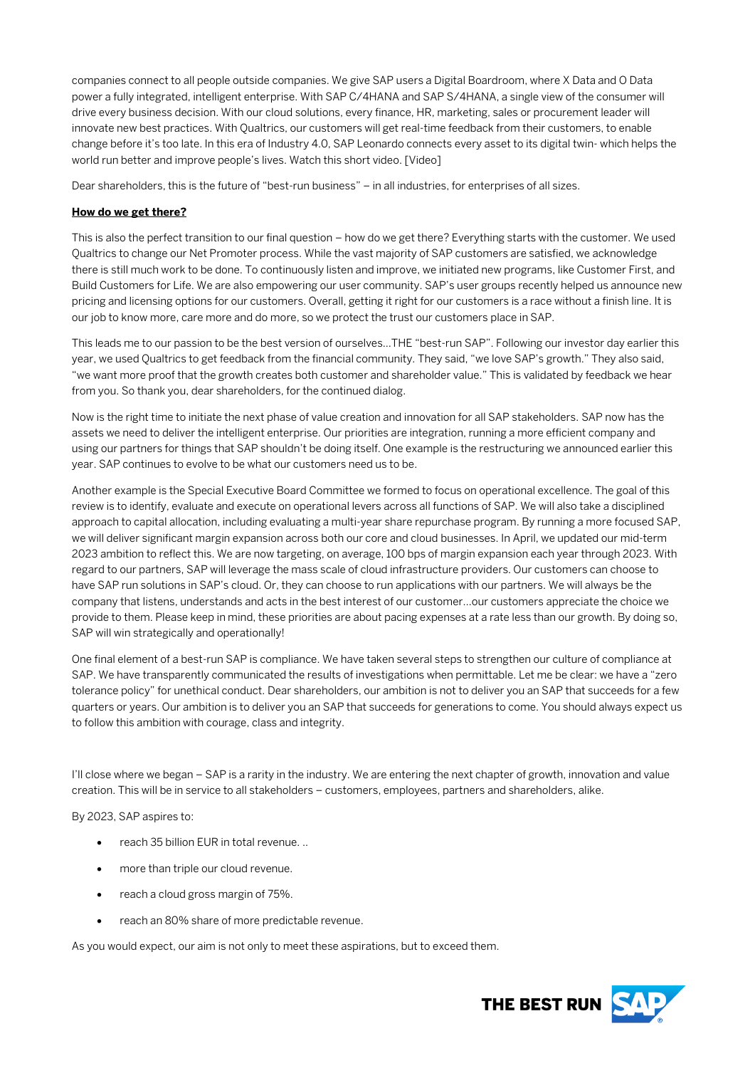companies connect to all people outside companies. We give SAP users a Digital Boardroom, where X Data and O Data power a fully integrated, intelligent enterprise. With SAP C/4HANA and SAP S/4HANA, a single view of the consumer will drive every business decision. With our cloud solutions, every finance, HR, marketing, sales or procurement leader will innovate new best practices. With Qualtrics, our customers will get real-time feedback from their customers, to enable change before it's too late. In this era of Industry 4.0, SAP Leonardo connects every asset to its digital twin- which helps the world run better and improve people's lives. Watch this short video. [Video]

Dear shareholders, this is the future of "best-run business" – in all industries, for enterprises of all sizes.

**How do we get there?**

This is also the perfect transition to our final question – how do we get there? Everything starts with the customer. We used Qualtrics to change our Net Promoter process. While the vast majority of SAP customers are satisfied, we acknowledge there is still much work to be done. To continuously listen and improve, we initiated new programs, like Customer First, and Build Customers for Life. We are also empowering our user community. SAP's user groups recently helped us announce new pricing and licensing options for our customers. Overall, getting it right for our customers is a race without a finish line. It is our job to know more, care more and do more, so we protect the trust our customers place in SAP.

This leads me to our passion to be the best version of ourselves…THE "best-run SAP". Following our investor day earlier this year, we used Qualtrics to get feedback from the financial community. They said, "we love SAP's growth." They also said, "we want more proof that the growth creates both customer and shareholder value." This is validated by feedback we hear from you. So thank you, dear shareholders, for the continued dialog.

Now is the right time to initiate the next phase of value creation and innovation for all SAP stakeholders. SAP now has the assets we need to deliver the intelligent enterprise. Our priorities are integration, running a more efficient company and using our partners for things that SAP shouldn't be doing itself. One example is the restructuring we announced earlier this year. SAP continues to evolve to be what our customers need us to be.

Another example is the Special Executive Board Committee we formed to focus on operational excellence. The goal of this review is to identify, evaluate and execute on operational levers across all functions of SAP. We will also take a disciplined approach to capital allocation, including evaluating a multi-year share repurchase program. By running a more focused SAP, we will deliver significant margin expansion across both our core and cloud businesses. In April, we updated our mid-term 2023 ambition to reflect this. We are now targeting, on average, 100 bps of margin expansion each year through 2023. With regard to our partners, SAP will leverage the mass scale of cloud infrastructure providers. Our customers can choose to have SAP run solutions in SAP's cloud. Or, they can choose to run applications with our partners. We will always be the company that listens, understands and acts in the best interest of our customer…our customers appreciate the choice we provide to them. Please keep in mind, these priorities are about pacing expenses at a rate less than our growth. By doing so, SAP will win strategically and operationally!

One final element of a best-run SAP is compliance. We have taken several steps to strengthen our culture of compliance at SAP. We have transparently communicated the results of investigations when permittable. Let me be clear: we have a "zero tolerance policy" for unethical conduct. Dear shareholders, our ambition is not to deliver you an SAP that succeeds for a few quarters or years. Our ambition is to deliver you an SAP that succeeds for generations to come. You should always expect us to follow this ambition with courage, class and integrity.

I'll close where we began – SAP is a rarity in the industry. We are entering the next chapter of growth, innovation and value creation. This will be in service to all stakeholders – customers, employees, partners and shareholders, alike.

By 2023, SAP aspires to:

- reach 35 billion EUR in total revenue. ..
- more than triple our cloud revenue.
- reach a cloud gross margin of 75%.
- reach an 80% share of more predictable revenue.

As you would expect, our aim is not only to meet these aspirations, but to exceed them.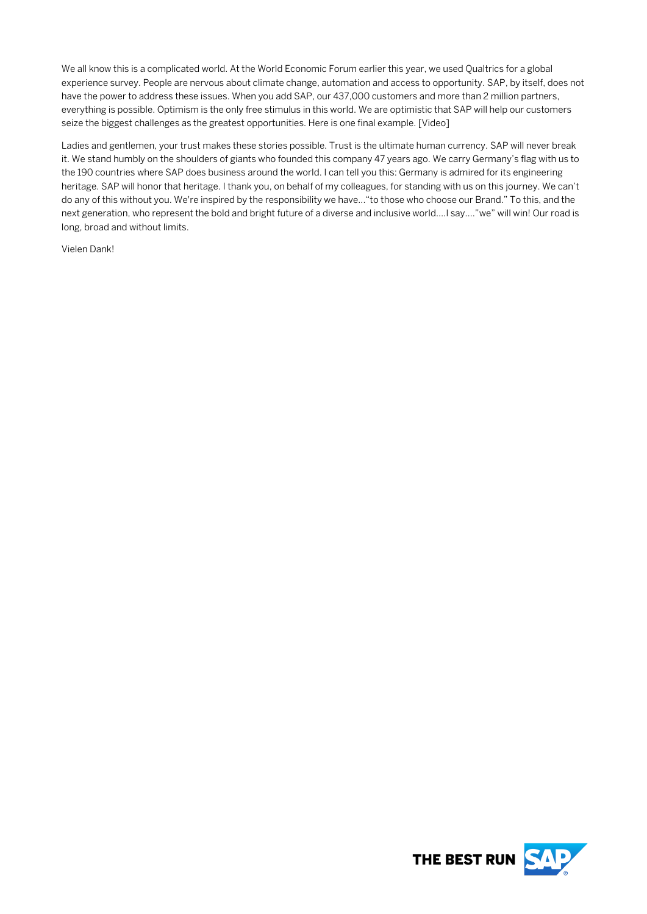We all know this is a complicated world. At the World Economic Forum earlier this year, we used Qualtrics for a global experience survey. People are nervous about climate change, automation and access to opportunity. SAP, by itself, does not have the power to address these issues. When you add SAP, our 437,000 customers and more than 2 million partners, everything is possible. Optimism is the only free stimulus in this world. We are optimistic that SAP will help our customers seize the biggest challenges as the greatest opportunities. Here is one final example. [Video]

Ladies and gentlemen, your trust makes these stories possible. Trust is the ultimate human currency. SAP will never break it. We stand humbly on the shoulders of giants who founded this company 47 years ago. We carry Germany's flag with us to the 190 countries where SAP does business around the world. I can tell you this: Germany is admired for its engineering heritage. SAP will honor that heritage. I thank you, on behalf of my colleagues, for standing with us on this journey. We can't do any of this without you. We're inspired by the responsibility we have…"to those who choose our Brand." To this, and the next generation, who represent the bold and bright future of a diverse and inclusive world….I say…."we" will win! Our road is long, broad and without limits.

Vielen Dank!